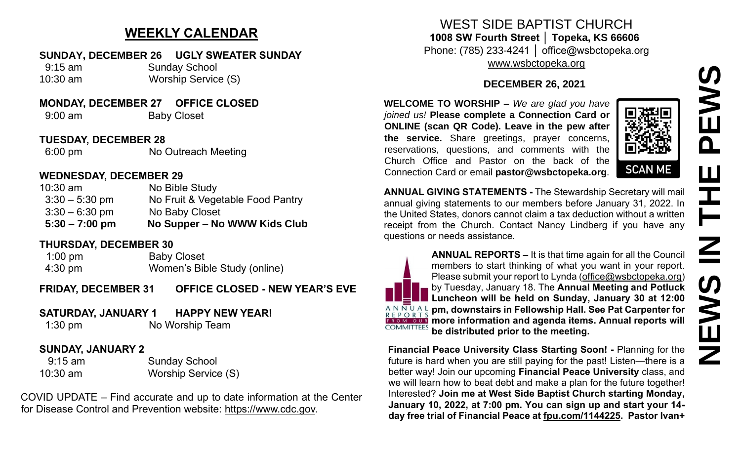# NEWS IN THE PEWS

## WEEKLY CALENDAR

**SUNDAY, DECEMBER 26 UGLY SWEATER SUNDAY**

| | |
|---|---|
| 9:15 am | Sunday School |
| 10:30 am | Worship Service (S) |

**MONDAY, DECEMBER 27 OFFICE CLOSED**

| | |
|---|---|
| 9:00 am | Baby Closet |

**TUESDAY, DECEMBER 28**

| | |
|---|---|
| 6:00 pm | No Outreach Meeting |

**WEDNESDAY, DECEMBER 29**

| | |
|---|---|
| 10:30 am | No Bible Study |
| 3:30 – 5:30 pm | No Fruit & Vegetable Food Pantry |
| 3:30 – 6:30 pm | No Baby Closet |
| **5:30 – 7:00 pm** | **No Supper – No WWW Kids Club** |

**THURSDAY, DECEMBER 30**

| | |
|---|---|
| 1:00 pm | Baby Closet |
| 4:30 pm | Women's Bible Study (online) |

**FRIDAY, DECEMBER 31 OFFICE CLOSED - NEW YEAR'S EVE**

**SATURDAY, JANUARY 1 HAPPY NEW YEAR!**

| | |
|---|---|
| 1:30 pm | No Worship Team |

**SUNDAY, JANUARY 2**

| | |
|---|---|
| 9:15 am | Sunday School |
| 10:30 am | Worship Service (S) |

COVID UPDATE – Find accurate and up to date information at the Center for Disease Control and Prevention website: https://www.cdc.gov.

---

WEST SIDE BAPTIST CHURCH
**1008 SW Fourth Street │ Topeka, KS 66606**
Phone: (785) 233-4241 │ office@wsbctopeka.org
www.wsbctopeka.org

**DECEMBER 26, 2021**

**WELCOME TO WORSHIP –** *We are glad you have joined us!* **Please complete a Connection Card or ONLINE (scan QR Code). Leave in the pew after the service.** Share greetings, prayer concerns, reservations, questions, and comments with the Church Office and Pastor on the back of the Connection Card or email **pastor@wsbctopeka.org**.

SCAN ME

**ANNUAL GIVING STATEMENTS -** The Stewardship Secretary will mail annual giving statements to our members before January 31, 2022. In the United States, donors cannot claim a tax deduction without a written receipt from the Church. Contact Nancy Lindberg if you have any questions or needs assistance.

**ANNUAL REPORTS –** It is that time again for all the Council members to start thinking of what you want in your report. Please submit your report to Lynda (office@wsbctopeka.org) by Tuesday, January 18. The **Annual Meeting and Potluck Luncheon will be held on Sunday, January 30 at 12:00 pm, downstairs in Fellowship Hall. See Pat Carpenter for more information and agenda items. Annual reports will be distributed prior to the meeting.**

**Financial Peace University Class Starting Soon! -** Planning for the future is hard when you are still paying for the past! Listen—there is a better way! Join our upcoming **Financial Peace University** class, and we will learn how to beat debt and make a plan for the future together! Interested? **Join me at West Side Baptist Church starting Monday, January 10, 2022, at 7:00 pm. You can sign up and start your 14-day free trial of Financial Peace at fpu.com/1144225. Pastor Ivan+**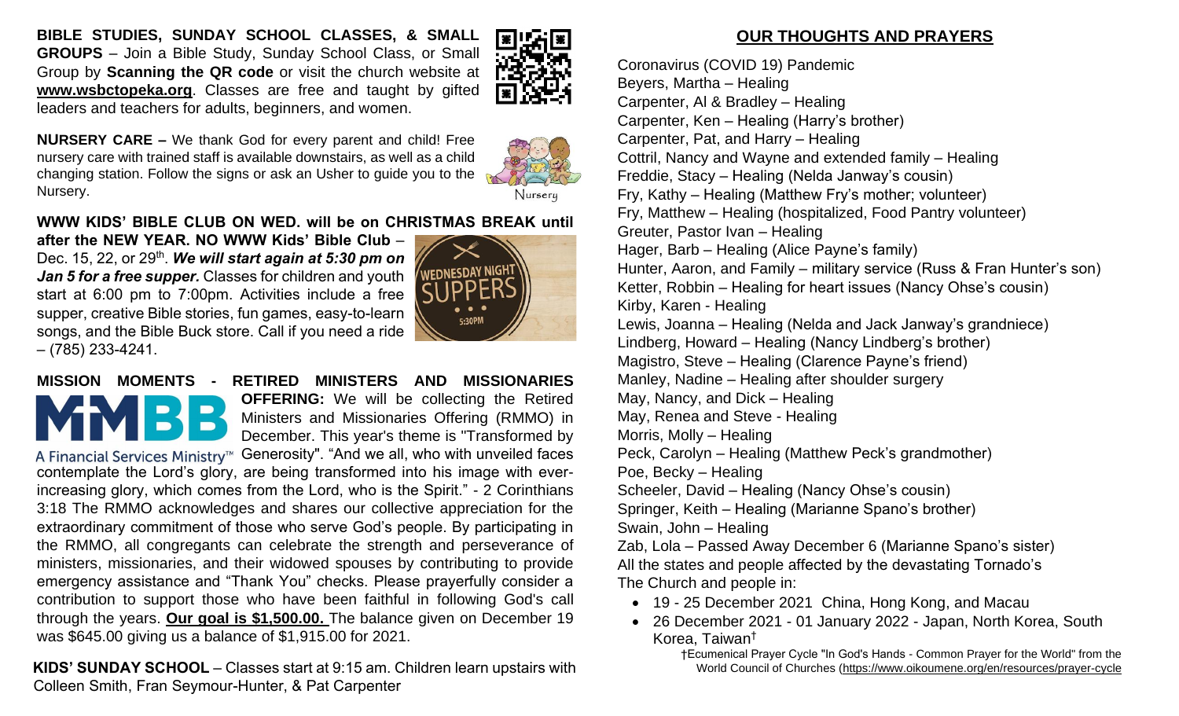**BIBLE STUDIES, SUNDAY SCHOOL CLASSES, & SMALL GROUPS** – Join a Bible Study, Sunday School Class, or Small Group by **Scanning the QR code** or visit the church website at **www.wsbctopeka.org**. Classes are free and taught by gifted leaders and teachers for adults, beginners, and women.

**NURSERY CARE –** We thank God for every parent and child! Free nursery care with trained staff is available downstairs, as well as a child changing station. Follow the signs or ask an Usher to guide you to the Nursery.

**WWW KIDS' BIBLE CLUB ON WED. will be on CHRISTMAS BREAK until after the NEW YEAR. NO WWW Kids' Bible Club** – Dec. 15, 22, or 29th. ***We will start again at 5:30 pm on Jan 5 for a free supper.*** Classes for children and youth start at 6:00 pm to 7:00pm. Activities include a free supper, creative Bible stories, fun games, easy-to-learn songs, and the Bible Buck store. Call if you need a ride – (785) 233-4241.

**MISSION MOMENTS - RETIRED MINISTERS AND MISSIONARIES OFFERING:** We will be collecting the Retired Ministers and Missionaries Offering (RMMO) in December. This year's theme is "Transformed by Generosity". "And we all, who with unveiled faces contemplate the Lord's glory, are being transformed into his image with ever-increasing glory, which comes from the Lord, who is the Spirit." - 2 Corinthians 3:18 The RMMO acknowledges and shares our collective appreciation for the extraordinary commitment of those who serve God's people. By participating in the RMMO, all congregants can celebrate the strength and perseverance of ministers, missionaries, and their widowed spouses by contributing to provide emergency assistance and "Thank You" checks. Please prayerfully consider a contribution to support those who have been faithful in following God's call through the years. **Our goal is $1,500.00.** The balance given on December 19 was $645.00 giving us a balance of $1,915.00 for 2021.

**KIDS' SUNDAY SCHOOL** – Classes start at 9:15 am. Children learn upstairs with Colleen Smith, Fran Seymour-Hunter, & Pat Carpenter

## OUR THOUGHTS AND PRAYERS

Coronavirus (COVID 19) Pandemic
Beyers, Martha – Healing
Carpenter, Al & Bradley – Healing
Carpenter, Ken – Healing (Harry's brother)
Carpenter, Pat, and Harry – Healing
Cottril, Nancy and Wayne and extended family – Healing
Freddie, Stacy – Healing (Nelda Janway's cousin)
Fry, Kathy – Healing (Matthew Fry's mother; volunteer)
Fry, Matthew – Healing (hospitalized, Food Pantry volunteer)
Greuter, Pastor Ivan – Healing
Hager, Barb – Healing (Alice Payne's family)
Hunter, Aaron, and Family – military service (Russ & Fran Hunter's son)
Ketter, Robbin – Healing for heart issues (Nancy Ohse's cousin)
Kirby, Karen - Healing
Lewis, Joanna – Healing (Nelda and Jack Janway's grandniece)
Lindberg, Howard – Healing (Nancy Lindberg's brother)
Magistro, Steve – Healing (Clarence Payne's friend)
Manley, Nadine – Healing after shoulder surgery
May, Nancy, and Dick – Healing
May, Renea and Steve - Healing
Morris, Molly – Healing
Peck, Carolyn – Healing (Matthew Peck's grandmother)
Poe, Becky – Healing
Scheeler, David – Healing (Nancy Ohse's cousin)
Springer, Keith – Healing (Marianne Spano's brother)
Swain, John – Healing
Zab, Lola – Passed Away December 6 (Marianne Spano's sister)
All the states and people affected by the devastating Tornado's
The Church and people in:

- 19 - 25 December 2021 China, Hong Kong, and Macau
- 26 December 2021 - 01 January 2022 - Japan, North Korea, South Korea, Taiwan†

†Ecumenical Prayer Cycle "In God's Hands - Common Prayer for the World" from the World Council of Churches (https://www.oikoumene.org/en/resources/prayer-cycle